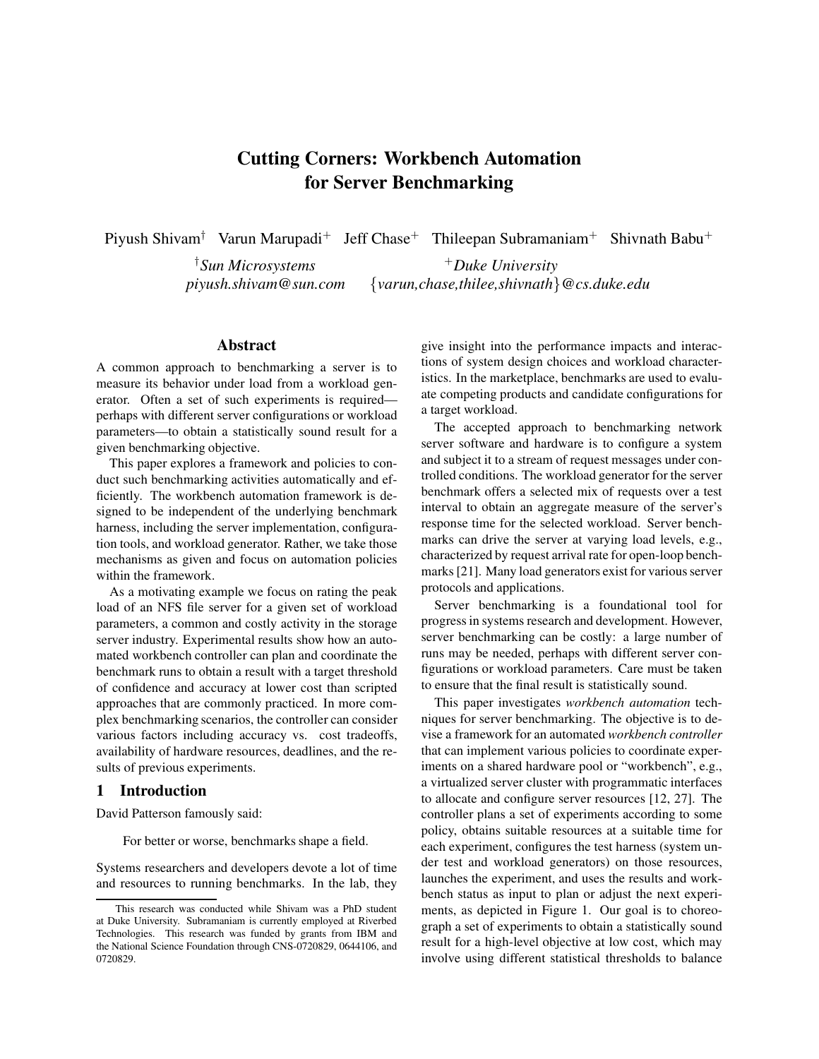# Cutting Corners: Workbench Automation for Server Benchmarking

Piyush Shivam[†] Varun Marupadi[+] Jeff Chase[+] Thileepan Subramaniam[+] Shivnath Babu[+]

[†]*Sun Microsystems*
*piyush.shivam@sun.com*

[+]*Duke University*
*{varun,chase,thilee,shivnath}@cs.duke.edu*

## Abstract

A common approach to benchmarking a server is to measure its behavior under load from a workload generator. Often a set of such experiments is required—perhaps with different server configurations or workload parameters—to obtain a statistically sound result for a given benchmarking objective.

This paper explores a framework and policies to conduct such benchmarking activities automatically and efficiently. The workbench automation framework is designed to be independent of the underlying benchmark harness, including the server implementation, configuration tools, and workload generator. Rather, we take those mechanisms as given and focus on automation policies within the framework.

As a motivating example we focus on rating the peak load of an NFS file server for a given set of workload parameters, a common and costly activity in the storage server industry. Experimental results show how an automated workbench controller can plan and coordinate the benchmark runs to obtain a result with a target threshold of confidence and accuracy at lower cost than scripted approaches that are commonly practiced. In more complex benchmarking scenarios, the controller can consider various factors including accuracy vs. cost tradeoffs, availability of hardware resources, deadlines, and the results of previous experiments.

## 1 Introduction

David Patterson famously said:

> For better or worse, benchmarks shape a field.

Systems researchers and developers devote a lot of time and resources to running benchmarks. In the lab, they give insight into the performance impacts and interactions of system design choices and workload characteristics. In the marketplace, benchmarks are used to evaluate competing products and candidate configurations for a target workload.

The accepted approach to benchmarking network server software and hardware is to configure a system and subject it to a stream of request messages under controlled conditions. The workload generator for the server benchmark offers a selected mix of requests over a test interval to obtain an aggregate measure of the server's response time for the selected workload. Server benchmarks can drive the server at varying load levels, e.g., characterized by request arrival rate for open-loop benchmarks [21]. Many load generators exist for various server protocols and applications.

Server benchmarking is a foundational tool for progress in systems research and development. However, server benchmarking can be costly: a large number of runs may be needed, perhaps with different server configurations or workload parameters. Care must be taken to ensure that the final result is statistically sound.

This paper investigates *workbench automation* techniques for server benchmarking. The objective is to devise a framework for an automated *workbench controller* that can implement various policies to coordinate experiments on a shared hardware pool or "workbench", e.g., a virtualized server cluster with programmatic interfaces to allocate and configure server resources [12, 27]. The controller plans a set of experiments according to some policy, obtains suitable resources at a suitable time for each experiment, configures the test harness (system under test and workload generators) on those resources, launches the experiment, and uses the results and workbench status as input to plan or adjust the next experiments, as depicted in Figure 1. Our goal is to choreograph a set of experiments to obtain a statistically sound result for a high-level objective at low cost, which may involve using different statistical thresholds to balance

---

This research was conducted while Shivam was a PhD student at Duke University. Subramaniam is currently employed at Riverbed Technologies. This research was funded by grants from IBM and the National Science Foundation through CNS-0720829, 0644106, and 0720829.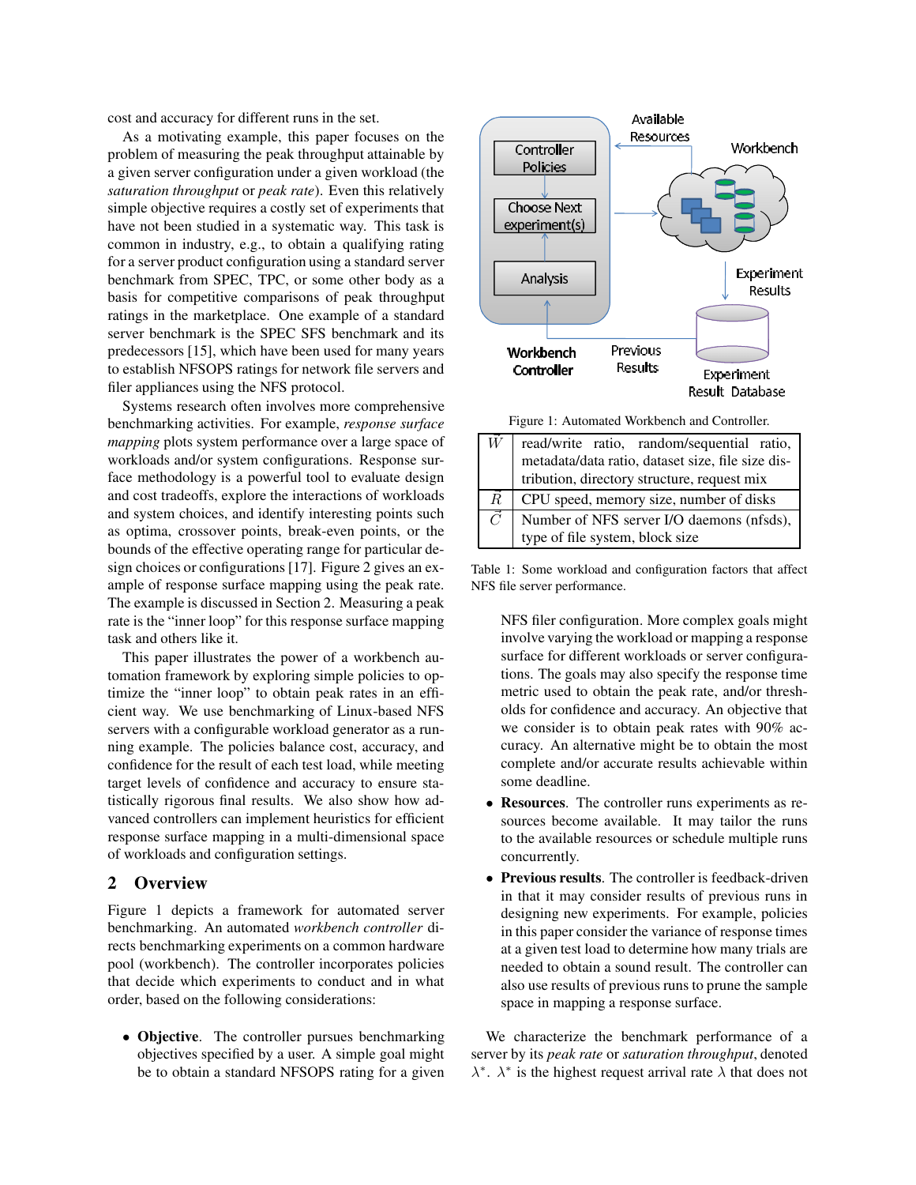cost and accuracy for different runs in the set.

As a motivating example, this paper focuses on the problem of measuring the peak throughput attainable by a given server configuration under a given workload (the *saturation throughput* or *peak rate*). Even this relatively simple objective requires a costly set of experiments that have not been studied in a systematic way. This task is common in industry, e.g., to obtain a qualifying rating for a server product configuration using a standard server benchmark from SPEC, TPC, or some other body as a basis for competitive comparisons of peak throughput ratings in the marketplace. One example of a standard server benchmark is the SPEC SFS benchmark and its predecessors [15], which have been used for many years to establish NFSOPS ratings for network file servers and filer appliances using the NFS protocol.

Systems research often involves more comprehensive benchmarking activities. For example, *response surface mapping* plots system performance over a large space of workloads and/or system configurations. Response surface methodology is a powerful tool to evaluate design and cost tradeoffs, explore the interactions of workloads and system choices, and identify interesting points such as optima, crossover points, break-even points, or the bounds of the effective operating range for particular design choices or configurations [17]. Figure 2 gives an example of response surface mapping using the peak rate. The example is discussed in Section 2. Measuring a peak rate is the "inner loop" for this response surface mapping task and others like it.

This paper illustrates the power of a workbench automation framework by exploring simple policies to optimize the "inner loop" to obtain peak rates in an efficient way. We use benchmarking of Linux-based NFS servers with a configurable workload generator as a running example. The policies balance cost, accuracy, and confidence for the result of each test load, while meeting target levels of confidence and accuracy to ensure statistically rigorous final results. We also show how advanced controllers can implement heuristics for efficient response surface mapping in a multi-dimensional space of workloads and configuration settings.

## 2 Overview

Figure 1 depicts a framework for automated server benchmarking. An automated *workbench controller* directs benchmarking experiments on a common hardware pool (workbench). The controller incorporates policies that decide which experiments to conduct and in what order, based on the following considerations:

- **Objective**. The controller pursues benchmarking objectives specified by a user. A simple goal might be to obtain a standard NFSOPS rating for a given NFS filer configuration. More complex goals might involve varying the workload or mapping a response surface for different workloads or server configurations. The goals may also specify the response time metric used to obtain the peak rate, and/or thresholds for confidence and accuracy. An objective that we consider is to obtain peak rates with 90% accuracy. An alternative might be to obtain the most complete and/or accurate results achievable within some deadline.
- **Resources**. The controller runs experiments as resources become available. It may tailor the runs to the available resources or schedule multiple runs concurrently.
- **Previous results**. The controller is feedback-driven in that it may consider results of previous runs in designing new experiments. For example, policies in this paper consider the variance of response times at a given test load to determine how many trials are needed to obtain a sound result. The controller can also use results of previous runs to prune the sample space in mapping a response surface.

Figure 1: Automated Workbench and Controller.

| | |
|---|---|
| $\vec{W}$ | read/write ratio, random/sequential ratio, metadata/data ratio, dataset size, file size distribution, directory structure, request mix |
| $\vec{R}$ | CPU speed, memory size, number of disks |
| $\vec{C}$ | Number of NFS server I/O daemons (nfsds), type of file system, block size |

Table 1: Some workload and configuration factors that affect NFS file server performance.

We characterize the benchmark performance of a server by its *peak rate* or *saturation throughput*, denoted $\lambda^*$. $\lambda^*$ is the highest request arrival rate $\lambda$ that does not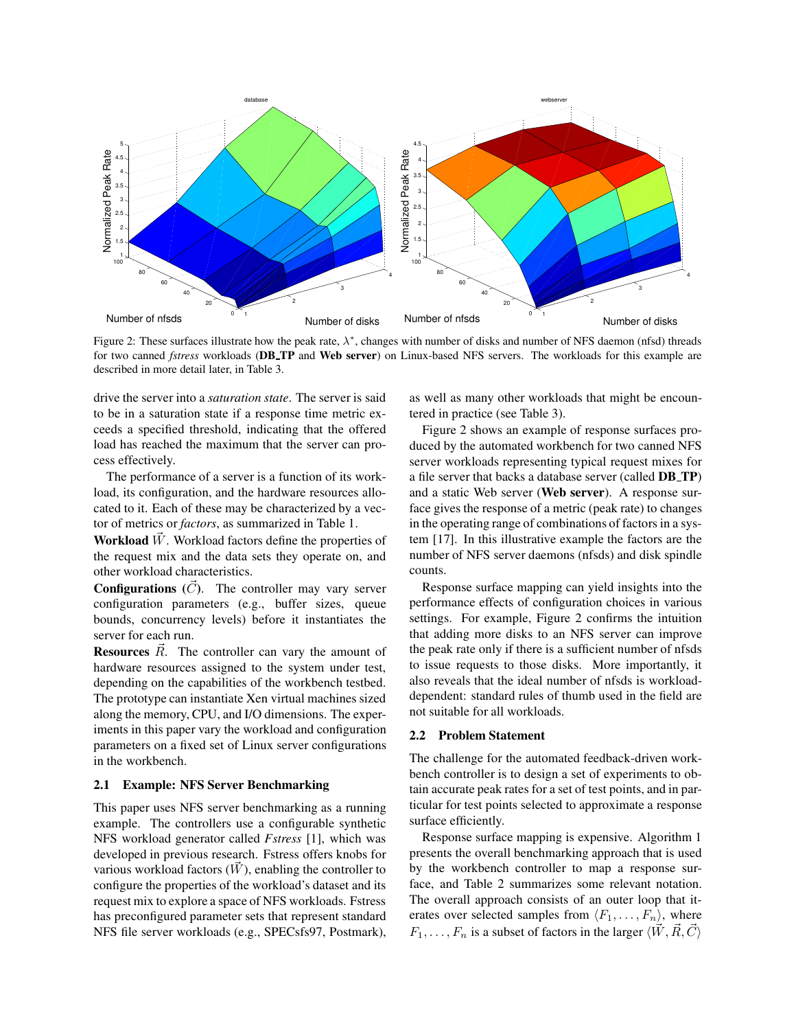Figure 2: These surfaces illustrate how the peak rate, $\lambda^*$, changes with number of disks and number of NFS daemon (nfsd) threads for two canned *fstress* workloads (**DB_TP** and **Web server**) on Linux-based NFS servers. The workloads for this example are described in more detail later, in Table 3.

drive the server into a *saturation state*. The server is said to be in a saturation state if a response time metric exceeds a specified threshold, indicating that the offered load has reached the maximum that the server can process effectively.

The performance of a server is a function of its workload, its configuration, and the hardware resources allocated to it. Each of these may be characterized by a vector of metrics or *factors*, as summarized in Table 1.

**Workload** $\vec{W}$. Workload factors define the properties of the request mix and the data sets they operate on, and other workload characteristics.

**Configurations** ($\vec{C}$). The controller may vary server configuration parameters (e.g., buffer sizes, queue bounds, concurrency levels) before it instantiates the server for each run.

**Resources** $\vec{R}$. The controller can vary the amount of hardware resources assigned to the system under test, depending on the capabilities of the workbench testbed. The prototype can instantiate Xen virtual machines sized along the memory, CPU, and I/O dimensions. The experiments in this paper vary the workload and configuration parameters on a fixed set of Linux server configurations in the workbench.

### 2.1 Example: NFS Server Benchmarking

This paper uses NFS server benchmarking as a running example. The controllers use a configurable synthetic NFS workload generator called *Fstress* [1], which was developed in previous research. Fstress offers knobs for various workload factors ($\vec{W}$), enabling the controller to configure the properties of the workload's dataset and its request mix to explore a space of NFS workloads. Fstress has preconfigured parameter sets that represent standard NFS file server workloads (e.g., SPECsfs97, Postmark), as well as many other workloads that might be encountered in practice (see Table 3).

Figure 2 shows an example of response surfaces produced by the automated workbench for two canned NFS server workloads representing typical request mixes for a file server that backs a database server (called **DB_TP**) and a static Web server (**Web server**). A response surface gives the response of a metric (peak rate) to changes in the operating range of combinations of factors in a system [17]. In this illustrative example the factors are the number of NFS server daemons (nfsds) and disk spindle counts.

Response surface mapping can yield insights into the performance effects of configuration choices in various settings. For example, Figure 2 confirms the intuition that adding more disks to an NFS server can improve the peak rate only if there is a sufficient number of nfsds to issue requests to those disks. More importantly, it also reveals that the ideal number of nfsds is workload-dependent: standard rules of thumb used in the field are not suitable for all workloads.

### 2.2 Problem Statement

The challenge for the automated feedback-driven workbench controller is to design a set of experiments to obtain accurate peak rates for a set of test points, and in particular for test points selected to approximate a response surface efficiently.

Response surface mapping is expensive. Algorithm 1 presents the overall benchmarking approach that is used by the workbench controller to map a response surface, and Table 2 summarizes some relevant notation. The overall approach consists of an outer loop that iterates over selected samples from $\langle F_1, \ldots, F_n \rangle$, where $F_1, \ldots, F_n$ is a subset of factors in the larger $\langle \vec{W}, \vec{R}, \vec{C} \rangle$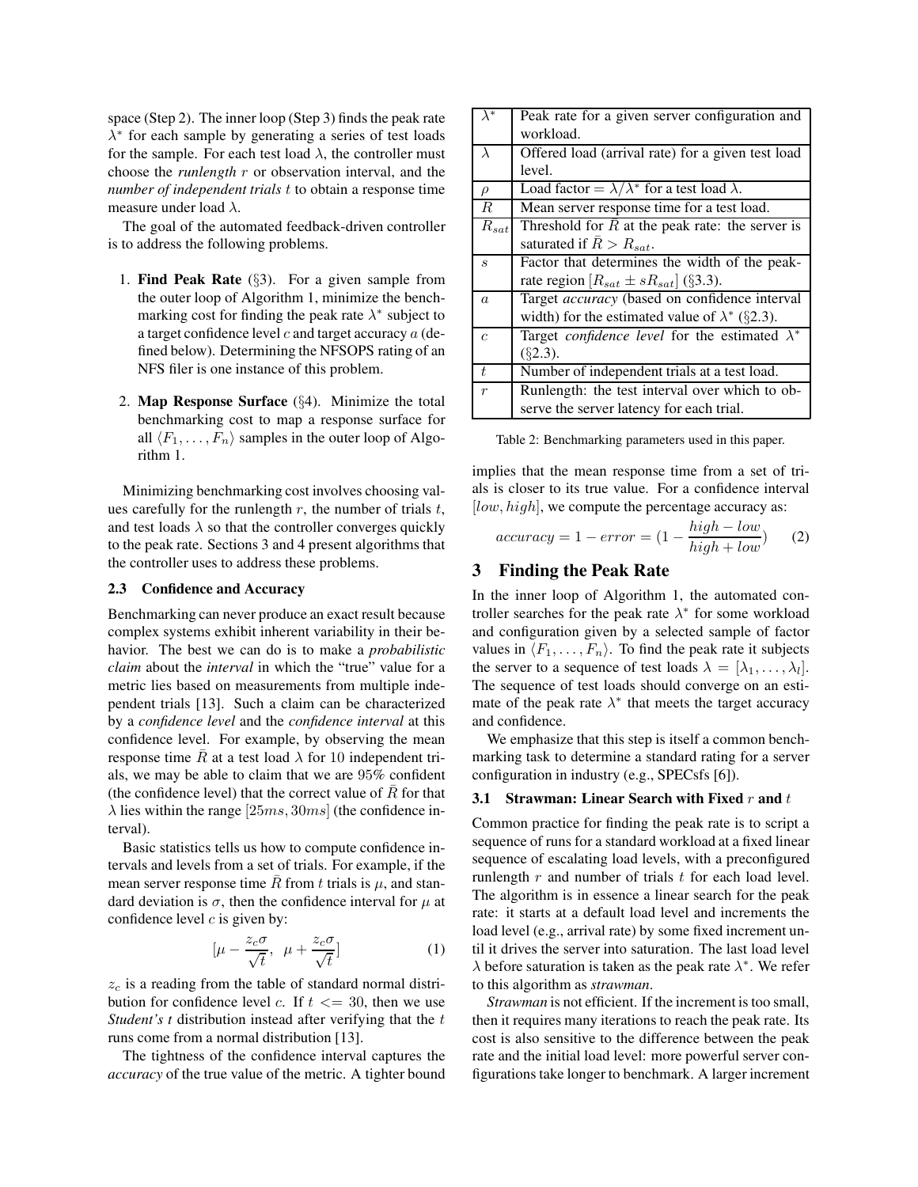space (Step 2). The inner loop (Step 3) finds the peak rate $\lambda^*$ for each sample by generating a series of test loads for the sample. For each test load $\lambda$, the controller must choose the *runlength* $r$ or observation interval, and the *number of independent trials* $t$ to obtain a response time measure under load $\lambda$.

The goal of the automated feedback-driven controller is to address the following problems.

1. **Find Peak Rate** (§3). For a given sample from the outer loop of Algorithm 1, minimize the benchmarking cost for finding the peak rate $\lambda^*$ subject to a target confidence level $c$ and target accuracy $a$ (defined below). Determining the NFSOPS rating of an NFS filer is one instance of this problem.

2. **Map Response Surface** (§4). Minimize the total benchmarking cost to map a response surface for all $\langle F_1, \ldots, F_n \rangle$ samples in the outer loop of Algorithm 1.

Minimizing benchmarking cost involves choosing values carefully for the runlength $r$, the number of trials $t$, and test loads $\lambda$ so that the controller converges quickly to the peak rate. Sections 3 and 4 present algorithms that the controller uses to address these problems.

### 2.3 Confidence and Accuracy

Benchmarking can never produce an exact result because complex systems exhibit inherent variability in their behavior. The best we can do is to make a *probabilistic claim* about the *interval* in which the "true" value for a metric lies based on measurements from multiple independent trials [13]. Such a claim can be characterized by a *confidence level* and the *confidence interval* at this confidence level. For example, by observing the mean response time $\bar{R}$ at a test load $\lambda$ for 10 independent trials, we may be able to claim that we are 95% confident (the confidence level) that the correct value of $\bar{R}$ for that $\lambda$ lies within the range $[25ms, 30ms]$ (the confidence interval).

Basic statistics tells us how to compute confidence intervals and levels from a set of trials. For example, if the mean server response time $\bar{R}$ from $t$ trials is $\mu$, and standard deviation is $\sigma$, then the confidence interval for $\mu$ at confidence level $c$ is given by:

$$[\mu - \frac{z_c \sigma}{\sqrt{t}},\ \ \mu + \frac{z_c \sigma}{\sqrt{t}}] \tag{1}$$

$z_c$ is a reading from the table of standard normal distribution for confidence level $c$. If $t <= 30$, then we use *Student's t* distribution instead after verifying that the $t$ runs come from a normal distribution [13].

The tightness of the confidence interval captures the *accuracy* of the true value of the metric. A tighter bound implies that the mean response time from a set of trials is closer to its true value. For a confidence interval $[low, high]$, we compute the percentage accuracy as:

$$accuracy = 1 - error = (1 - \frac{high - low}{high + low}) \tag{2}$$

| | |
|---|---|
| $\lambda^*$ | Peak rate for a given server configuration and workload. |
| $\lambda$ | Offered load (arrival rate) for a given test load level. |
| $\rho$ | Load factor $= \lambda / \lambda^*$ for a test load $\lambda$. |
| $R$ | Mean server response time for a test load. |
| $R_{sat}$ | Threshold for $\bar{R}$ at the peak rate: the server is saturated if $\bar{R} > R_{sat}$. |
| $s$ | Factor that determines the width of the peak-rate region $[R_{sat} \pm sR_{sat}]$ (§3.3). |
| $a$ | Target *accuracy* (based on confidence interval width) for the estimated value of $\lambda^*$ (§2.3). |
| $c$ | Target *confidence level* for the estimated $\lambda^*$ (§2.3). |
| $t$ | Number of independent trials at a test load. |
| $r$ | Runlength: the test interval over which to observe the server latency for each trial. |

Table 2: Benchmarking parameters used in this paper.

## 3 Finding the Peak Rate

In the inner loop of Algorithm 1, the automated controller searches for the peak rate $\lambda^*$ for some workload and configuration given by a selected sample of factor values in $\langle F_1, \ldots, F_n \rangle$. To find the peak rate it subjects the server to a sequence of test loads $\lambda = [\lambda_1, \ldots, \lambda_l]$. The sequence of test loads should converge on an estimate of the peak rate $\lambda^*$ that meets the target accuracy and confidence.

We emphasize that this step is itself a common benchmarking task to determine a standard rating for a server configuration in industry (e.g., SPECsfs [6]).

### 3.1 Strawman: Linear Search with Fixed $r$ and $t$

Common practice for finding the peak rate is to script a sequence of runs for a standard workload at a fixed linear sequence of escalating load levels, with a preconfigured runlength $r$ and number of trials $t$ for each load level. The algorithm is in essence a linear search for the peak rate: it starts at a default load level and increments the load level (e.g., arrival rate) by some fixed increment until it drives the server into saturation. The last load level $\lambda$ before saturation is taken as the peak rate $\lambda^*$. We refer to this algorithm as *strawman*.

*Strawman* is not efficient. If the increment is too small, then it requires many iterations to reach the peak rate. Its cost is also sensitive to the difference between the peak rate and the initial load level: more powerful server configurations take longer to benchmark. A larger increment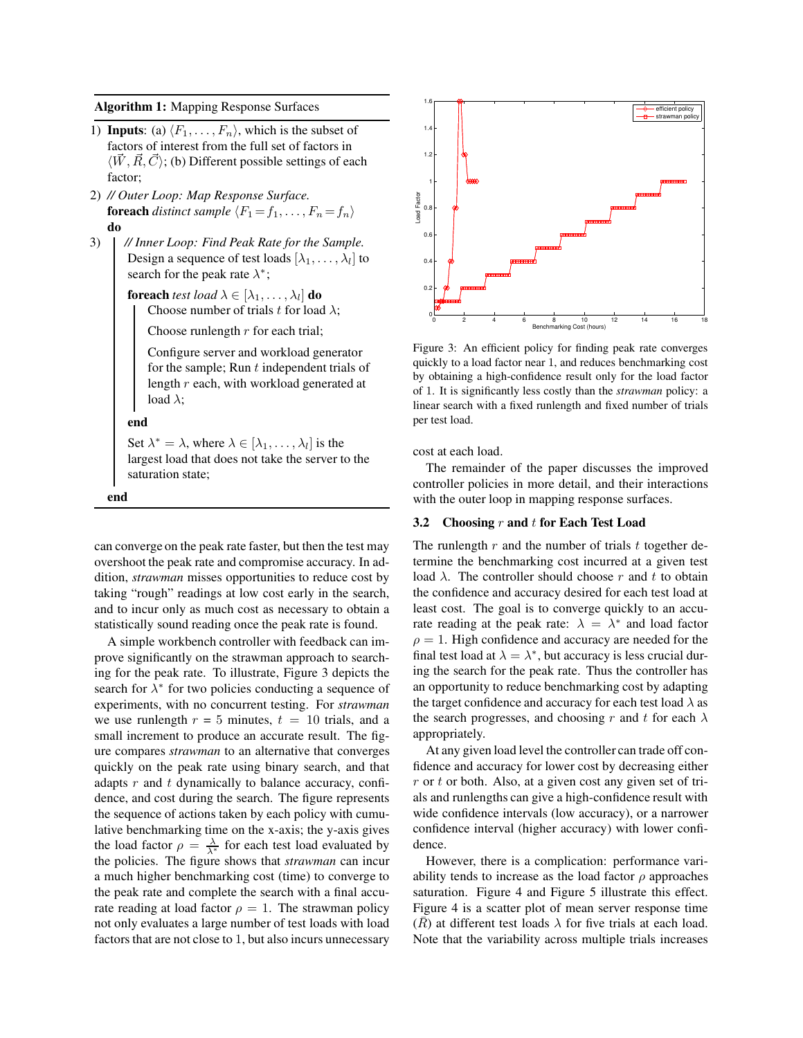**Algorithm 1:** Mapping Response Surfaces

1) **Inputs**: (a) $\langle F_1, \ldots, F_n \rangle$, which is the subset of factors of interest from the full set of factors in $\langle \vec{W}, \vec{R}, \vec{C} \rangle$; (b) Different possible settings of each factor;

2) *// Outer Loop: Map Response Surface.*
**foreach** *distinct sample* $\langle F_1 = f_1, \ldots, F_n = f_n \rangle$ **do**

3) *// Inner Loop: Find Peak Rate for the Sample.*
Design a sequence of test loads $[\lambda_1, \ldots, \lambda_l]$ to search for the peak rate $\lambda^*$;
**foreach** *test load* $\lambda \in [\lambda_1, \ldots, \lambda_l]$ **do**
  Choose number of trials $t$ for load $\lambda$;
  Choose runlength $r$ for each trial;
  Configure server and workload generator for the sample; Run $t$ independent trials of length $r$ each, with workload generated at load $\lambda$;
**end**
Set $\lambda^* = \lambda$, where $\lambda \in [\lambda_1, \ldots, \lambda_l]$ is the largest load that does not take the server to the saturation state;

**end**

can converge on the peak rate faster, but then the test may overshoot the peak rate and compromise accuracy. In addition, *strawman* misses opportunities to reduce cost by taking "rough" readings at low cost early in the search, and to incur only as much cost as necessary to obtain a statistically sound reading once the peak rate is found.

A simple workbench controller with feedback can improve significantly on the strawman approach to searching for the peak rate. To illustrate, Figure 3 depicts the search for $\lambda^*$ for two policies conducting a sequence of experiments, with no concurrent testing. For *strawman* we use runlength $r$ = 5 minutes, $t = 10$ trials, and a small increment to produce an accurate result. The figure compares *strawman* to an alternative that converges quickly on the peak rate using binary search, and that adapts $r$ and $t$ dynamically to balance accuracy, confidence, and cost during the search. The figure represents the sequence of actions taken by each policy with cumulative benchmarking time on the x-axis; the y-axis gives the load factor $\rho = \frac{\lambda}{\lambda^*}$ for each test load evaluated by the policies. The figure shows that *strawman* can incur a much higher benchmarking cost (time) to converge to the peak rate and complete the search with a final accurate reading at load factor $\rho = 1$. The strawman policy not only evaluates a large number of test loads with load factors that are not close to 1, but also incurs unnecessary

Figure 3: An efficient policy for finding peak rate converges quickly to a load factor near 1, and reduces benchmarking cost by obtaining a high-confidence result only for the load factor of 1. It is significantly less costly than the *strawman* policy: a linear search with a fixed runlength and fixed number of trials per test load.

cost at each load.

The remainder of the paper discusses the improved controller policies in more detail, and their interactions with the outer loop in mapping response surfaces.

### 3.2 Choosing $r$ and $t$ for Each Test Load

The runlength $r$ and the number of trials $t$ together determine the benchmarking cost incurred at a given test load $\lambda$. The controller should choose $r$ and $t$ to obtain the confidence and accuracy desired for each test load at least cost. The goal is to converge quickly to an accurate reading at the peak rate: $\lambda = \lambda^*$ and load factor $\rho = 1$. High confidence and accuracy are needed for the final test load at $\lambda = \lambda^*$, but accuracy is less crucial during the search for the peak rate. Thus the controller has an opportunity to reduce benchmarking cost by adapting the target confidence and accuracy for each test load $\lambda$ as the search progresses, and choosing $r$ and $t$ for each $\lambda$ appropriately.

At any given load level the controller can trade off confidence and accuracy for lower cost by decreasing either $r$ or $t$ or both. Also, at a given cost any given set of trials and runlengths can give a high-confidence result with wide confidence intervals (low accuracy), or a narrower confidence interval (higher accuracy) with lower confidence.

However, there is a complication: performance variability tends to increase as the load factor $\rho$ approaches saturation. Figure 4 and Figure 5 illustrate this effect. Figure 4 is a scatter plot of mean server response time ($\bar{R}$) at different test loads $\lambda$ for five trials at each load. Note that the variability across multiple trials increases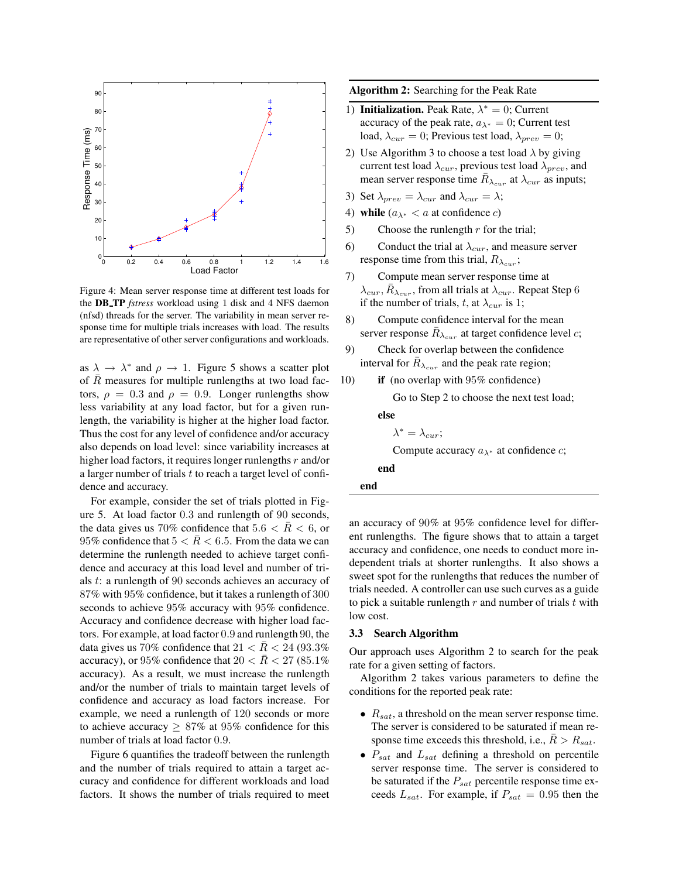Figure 4: Mean server response time at different test loads for the **DB_TP** *fstress* workload using 1 disk and 4 NFS daemon (nfsd) threads for the server. The variability in mean server response time for multiple trials increases with load. The results are representative of other server configurations and workloads.

as $\lambda \to \lambda^*$ and $\rho \to 1$. Figure 5 shows a scatter plot of $\bar{R}$ measures for multiple runlengths at two load factors, $\rho = 0.3$ and $\rho = 0.9$. Longer runlengths show less variability at any load factor, but for a given runlength, the variability is higher at the higher load factor. Thus the cost for any level of confidence and/or accuracy also depends on load level: since variability increases at higher load factors, it requires longer runlengths $r$ and/or a larger number of trials $t$ to reach a target level of confidence and accuracy.

For example, consider the set of trials plotted in Figure 5. At load factor 0.3 and runlength of 90 seconds, the data gives us 70% confidence that $5.6 < \bar{R} < 6$, or 95% confidence that $5 < \bar{R} < 6.5$. From the data we can determine the runlength needed to achieve target confidence and accuracy at this load level and number of trials $t$: a runlength of 90 seconds achieves an accuracy of 87% with 95% confidence, but it takes a runlength of 300 seconds to achieve 95% accuracy with 95% confidence. Accuracy and confidence decrease with higher load factors. For example, at load factor 0.9 and runlength 90, the data gives us 70% confidence that $21 < \bar{R} < 24$ (93.3% accuracy), or 95% confidence that $20 < \bar{R} < 27$ (85.1% accuracy). As a result, we must increase the runlength and/or the number of trials to maintain target levels of confidence and accuracy as load factors increase. For example, we need a runlength of 120 seconds or more to achieve accuracy $\geq$ 87% at 95% confidence for this number of trials at load factor 0.9.

Figure 6 quantifies the tradeoff between the runlength and the number of trials required to attain a target accuracy and confidence for different workloads and load factors. It shows the number of trials required to meet

---

**Algorithm 2:** Searching for the Peak Rate

1) **Initialization.** Peak Rate, $\lambda^* = 0$; Current accuracy of the peak rate, $a_{\lambda^*} = 0$; Current test load, $\lambda_{cur} = 0$; Previous test load, $\lambda_{prev} = 0$;

2) Use Algorithm 3 to choose a test load $\lambda$ by giving current test load $\lambda_{cur}$, previous test load $\lambda_{prev}$, and mean server response time $\bar{R}_{\lambda_{cur}}$ at $\lambda_{cur}$ as inputs;

3) Set $\lambda_{prev} = \lambda_{cur}$ and $\lambda_{cur} = \lambda$;

4) **while** ($a_{\lambda^*} < a$ at confidence $c$)

5) Choose the runlength $r$ for the trial;

6) Conduct the trial at $\lambda_{cur}$, and measure server response time from this trial, $R_{\lambda_{cur}}$;

7) Compute mean server response time at $\lambda_{cur}$, $\bar{R}_{\lambda_{cur}}$, from all trials at $\lambda_{cur}$. Repeat Step 6 if the number of trials, $t$, at $\lambda_{cur}$ is 1;

8) Compute confidence interval for the mean server response $\bar{R}_{\lambda_{cur}}$ at target confidence level $c$;

9) Check for overlap between the confidence interval for $\bar{R}_{\lambda_{cur}}$ and the peak rate region;

10) **if** (no overlap with 95% confidence)

  Go to Step 2 to choose the next test load;

 **else**

  $\lambda^* = \lambda_{cur}$;

  Compute accuracy $a_{\lambda^*}$ at confidence $c$;

 **end**

**end**

---

an accuracy of 90% at 95% confidence level for different runlengths. The figure shows that to attain a target accuracy and confidence, one needs to conduct more independent trials at shorter runlengths. It also shows a sweet spot for the runlengths that reduces the number of trials needed. A controller can use such curves as a guide to pick a suitable runlength $r$ and number of trials $t$ with low cost.

### 3.3 Search Algorithm

Our approach uses Algorithm 2 to search for the peak rate for a given setting of factors.

Algorithm 2 takes various parameters to define the conditions for the reported peak rate:

- $R_{sat}$, a threshold on the mean server response time. The server is considered to be saturated if mean response time exceeds this threshold, i.e., $\bar{R} > R_{sat}$.
- $P_{sat}$ and $L_{sat}$ defining a threshold on percentile server response time. The server is considered to be saturated if the $P_{sat}$ percentile response time exceeds $L_{sat}$. For example, if $P_{sat} = 0.95$ then the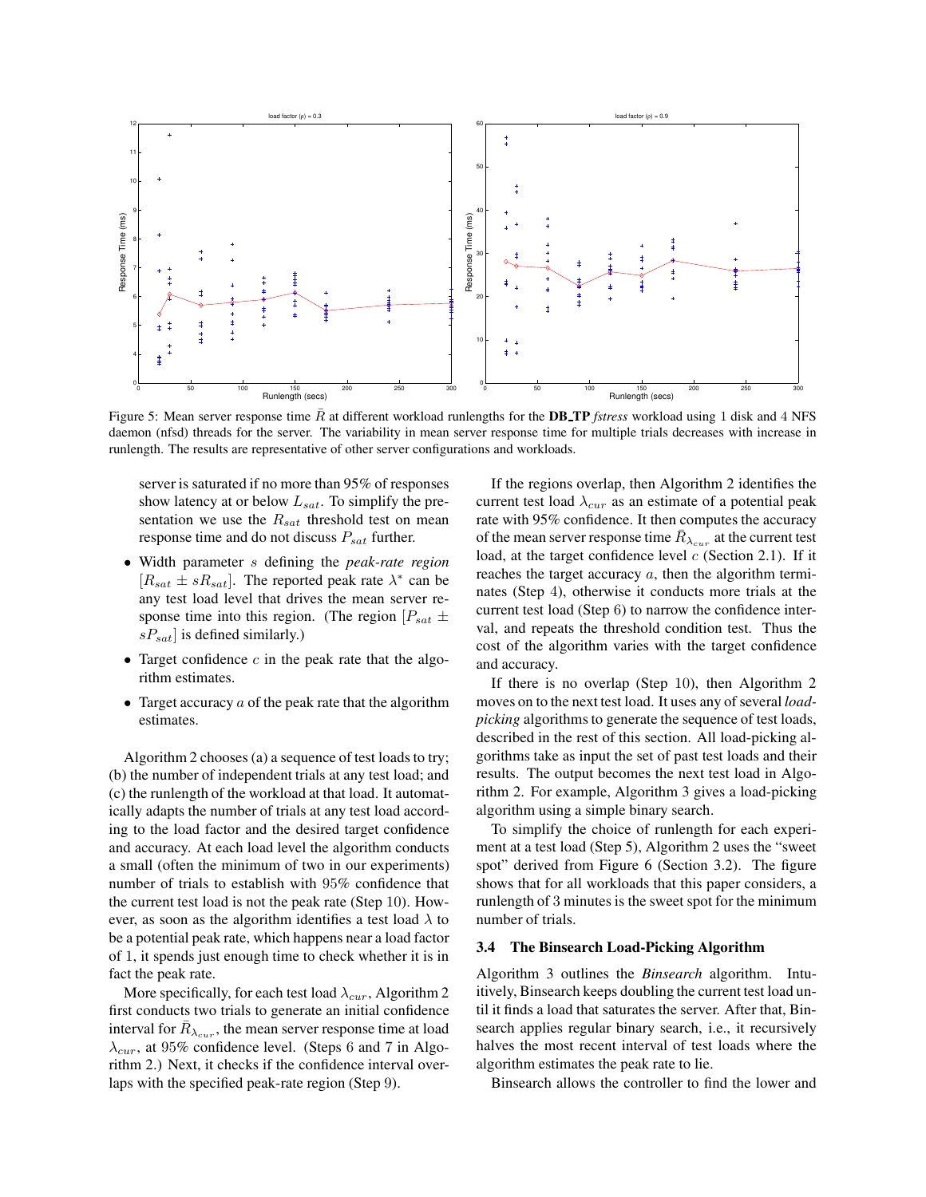Figure 5: Mean server response time $\bar{R}$ at different workload runlengths for the **DB_TP** *fstress* workload using 1 disk and 4 NFS daemon (nfsd) threads for the server. The variability in mean server response time for multiple trials decreases with increase in runlength. The results are representative of other server configurations and workloads.

server is saturated if no more than 95% of responses show latency at or below $L_{sat}$. To simplify the presentation we use the $R_{sat}$ threshold test on mean response time and do not discuss $P_{sat}$ further.

- Width parameter $s$ defining the *peak-rate region* $[R_{sat} \pm sR_{sat}]$. The reported peak rate $\lambda^*$ can be any test load level that drives the mean server response time into this region. (The region $[P_{sat} \pm sP_{sat}]$ is defined similarly.)
- Target confidence $c$ in the peak rate that the algorithm estimates.
- Target accuracy $a$ of the peak rate that the algorithm estimates.

Algorithm 2 chooses (a) a sequence of test loads to try; (b) the number of independent trials at any test load; and (c) the runlength of the workload at that load. It automatically adapts the number of trials at any test load according to the load factor and the desired target confidence and accuracy. At each load level the algorithm conducts a small (often the minimum of two in our experiments) number of trials to establish with 95% confidence that the current test load is not the peak rate (Step 10). However, as soon as the algorithm identifies a test load $\lambda$ to be a potential peak rate, which happens near a load factor of 1, it spends just enough time to check whether it is in fact the peak rate.

More specifically, for each test load $\lambda_{cur}$, Algorithm 2 first conducts two trials to generate an initial confidence interval for $\bar{R}_{\lambda_{cur}}$, the mean server response time at load $\lambda_{cur}$, at 95% confidence level. (Steps 6 and 7 in Algorithm 2.) Next, it checks if the confidence interval overlaps with the specified peak-rate region (Step 9).

If the regions overlap, then Algorithm 2 identifies the current test load $\lambda_{cur}$ as an estimate of a potential peak rate with 95% confidence. It then computes the accuracy of the mean server response time $\bar{R}_{\lambda_{cur}}$ at the current test load, at the target confidence level $c$ (Section 2.1). If it reaches the target accuracy $a$, then the algorithm terminates (Step 4), otherwise it conducts more trials at the current test load (Step 6) to narrow the confidence interval, and repeats the threshold condition test. Thus the cost of the algorithm varies with the target confidence and accuracy.

If there is no overlap (Step 10), then Algorithm 2 moves on to the next test load. It uses any of several *load-picking* algorithms to generate the sequence of test loads, described in the rest of this section. All load-picking algorithms take as input the set of past test loads and their results. The output becomes the next test load in Algorithm 2. For example, Algorithm 3 gives a load-picking algorithm using a simple binary search.

To simplify the choice of runlength for each experiment at a test load (Step 5), Algorithm 2 uses the "sweet spot" derived from Figure 6 (Section 3.2). The figure shows that for all workloads that this paper considers, a runlength of 3 minutes is the sweet spot for the minimum number of trials.

### 3.4 The Binsearch Load-Picking Algorithm

Algorithm 3 outlines the *Binsearch* algorithm. Intuitively, Binsearch keeps doubling the current test load until it finds a load that saturates the server. After that, Binsearch applies regular binary search, i.e., it recursively halves the most recent interval of test loads where the algorithm estimates the peak rate to lie.

Binsearch allows the controller to find the lower and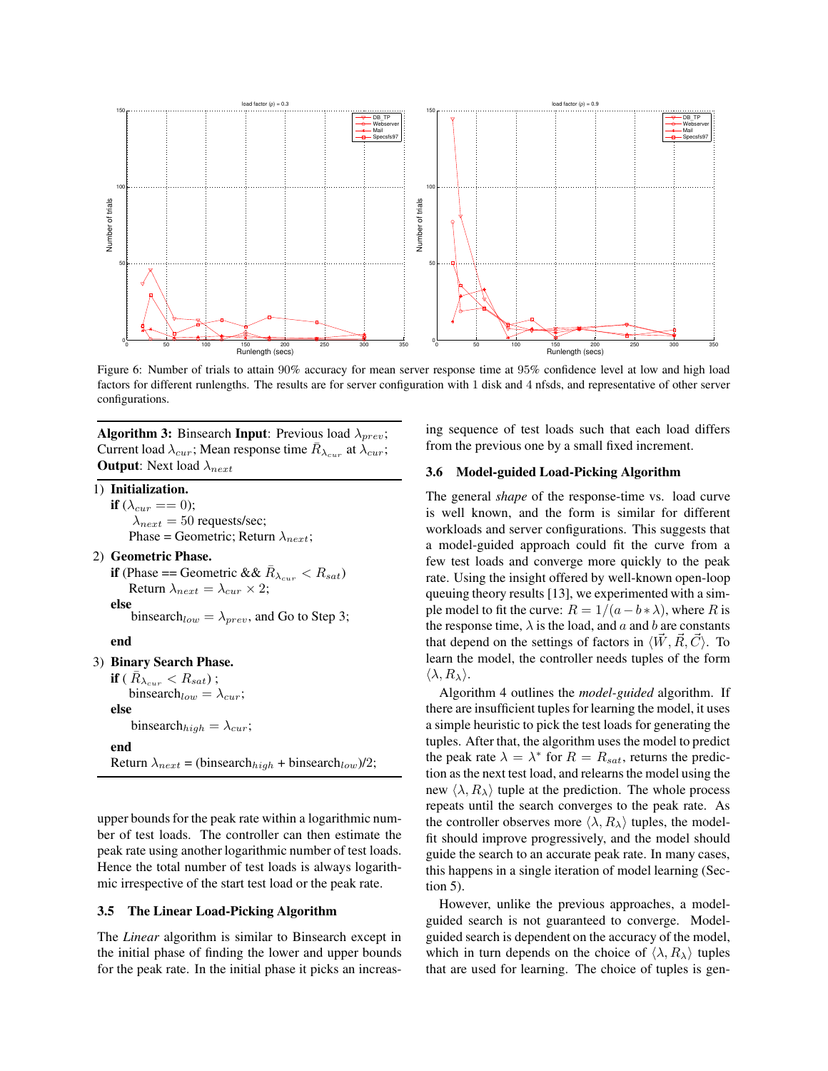Figure 6: Number of trials to attain 90% accuracy for mean server response time at 95% confidence level at low and high load factors for different runlengths. The results are for server configuration with 1 disk and 4 nfsds, and representative of other server configurations.

**Algorithm 3:** Binsearch **Input**: Previous load $\lambda_{prev}$; Current load $\lambda_{cur}$; Mean response time $\bar{R}_{\lambda_{cur}}$ at $\lambda_{cur}$; **Output**: Next load $\lambda_{next}$

1) **Initialization.**
   **if** ($\lambda_{cur} == 0$);
   $\lambda_{next} = 50$ requests/sec;
   Phase = Geometric; Return $\lambda_{next}$;

2) **Geometric Phase.**
   **if** (Phase == Geometric && $\bar{R}_{\lambda_{cur}} < R_{sat}$)
   Return $\lambda_{next} = \lambda_{cur} \times 2$;
   **else**
   binsearch$_{low}$ = $\lambda_{prev}$, and Go to Step 3;
   **end**

3) **Binary Search Phase.**
   **if** ( $\bar{R}_{\lambda_{cur}} < R_{sat}$) ;
   binsearch$_{low}$ = $\lambda_{cur}$;
   **else**
   binsearch$_{high}$ = $\lambda_{cur}$;
   **end**
   Return $\lambda_{next}$ = (binsearch$_{high}$ + binsearch$_{low}$)/2;

upper bounds for the peak rate within a logarithmic number of test loads. The controller can then estimate the peak rate using another logarithmic number of test loads. Hence the total number of test loads is always logarithmic irrespective of the start test load or the peak rate.

### 3.5 The Linear Load-Picking Algorithm

The *Linear* algorithm is similar to Binsearch except in the initial phase of finding the lower and upper bounds for the peak rate. In the initial phase it picks an increasing sequence of test loads such that each load differs from the previous one by a small fixed increment.

### 3.6 Model-guided Load-Picking Algorithm

The general *shape* of the response-time vs. load curve is well known, and the form is similar for different workloads and server configurations. This suggests that a model-guided approach could fit the curve from a few test loads and converge more quickly to the peak rate. Using the insight offered by well-known open-loop queuing theory results [13], we experimented with a simple model to fit the curve: $R = 1/(a - b * \lambda)$, where $R$ is the response time, $\lambda$ is the load, and $a$ and $b$ are constants that depend on the settings of factors in $\langle \vec{W}, \vec{R}, \vec{C} \rangle$. To learn the model, the controller needs tuples of the form $\langle \lambda, R_\lambda \rangle$.

Algorithm 4 outlines the *model-guided* algorithm. If there are insufficient tuples for learning the model, it uses a simple heuristic to pick the test loads for generating the tuples. After that, the algorithm uses the model to predict the peak rate $\lambda = \lambda^*$ for $R = R_{sat}$, returns the prediction as the next test load, and relearns the model using the new $\langle \lambda, R_\lambda \rangle$ tuple at the prediction. The whole process repeats until the search converges to the peak rate. As the controller observes more $\langle \lambda, R_\lambda \rangle$ tuples, the model-fit should improve progressively, and the model should guide the search to an accurate peak rate. In many cases, this happens in a single iteration of model learning (Section 5).

However, unlike the previous approaches, a model-guided search is not guaranteed to converge. Model-guided search is dependent on the accuracy of the model, which in turn depends on the choice of $\langle \lambda, R_\lambda \rangle$ tuples that are used for learning. The choice of tuples is gen-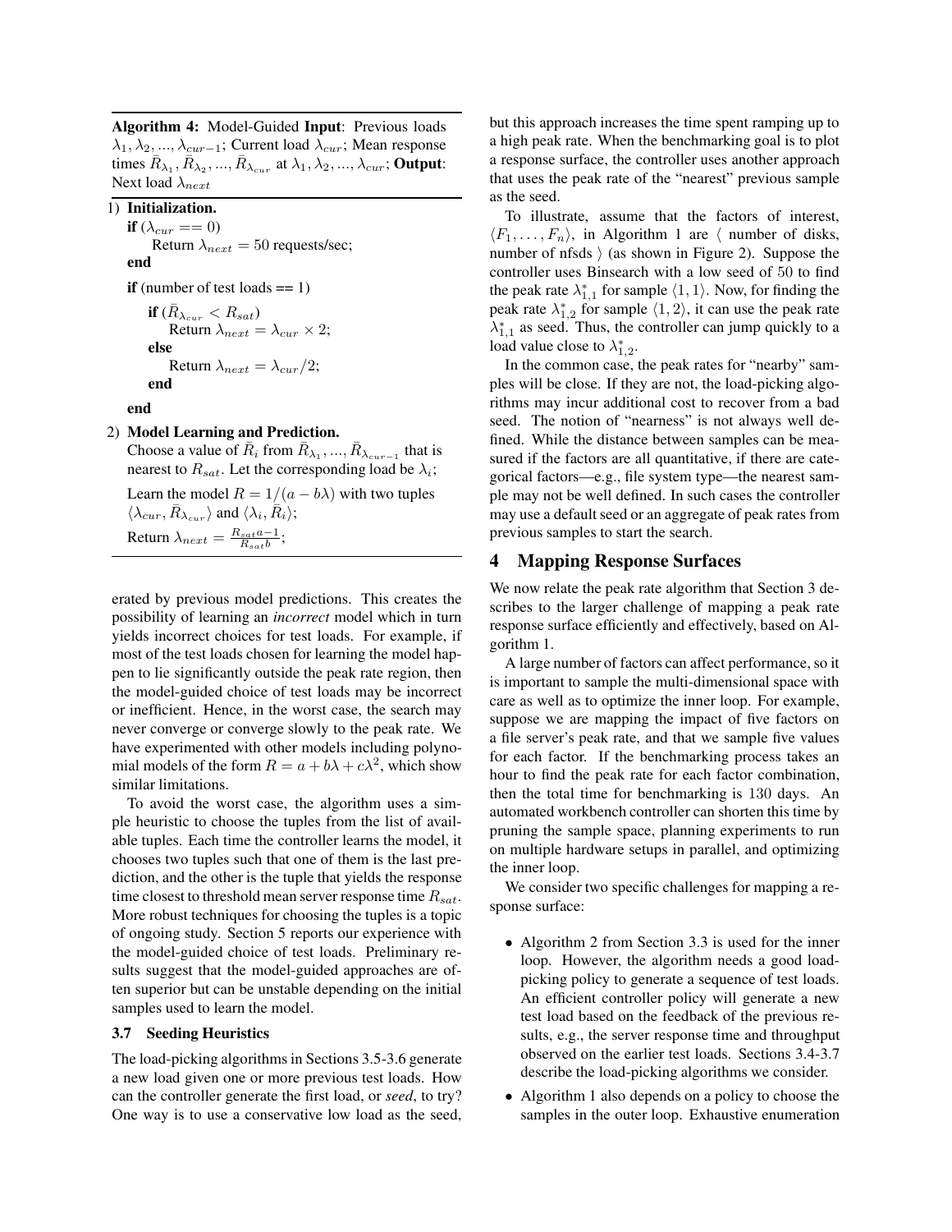**Algorithm 4:** Model-Guided **Input**: Previous loads $\lambda_1, \lambda_2, ..., \lambda_{cur-1}$; Current load $\lambda_{cur}$; Mean response times $\bar{R}_{\lambda_1}, \bar{R}_{\lambda_2}, ..., \bar{R}_{\lambda_{cur}}$ at $\lambda_1, \lambda_2, ..., \lambda_{cur}$; **Output**: Next load $\lambda_{next}$

1) **Initialization.**

```
if (λ_cur == 0)
    Return λ_next = 50 requests/sec;
end
if (number of test loads == 1)
    if (R̄_λcur < R_sat)
        Return λ_next = λ_cur × 2;
    else
        Return λ_next = λ_cur / 2;
    end
end
```

2) **Model Learning and Prediction.**

Choose a value of $\bar{R}_i$ from $\bar{R}_{\lambda_1}, ..., \bar{R}_{\lambda_{cur-1}}$ that is nearest to $R_{sat}$. Let the corresponding load be $\lambda_i$;

Learn the model $R = 1/(a - b\lambda)$ with two tuples $\langle \lambda_{cur}, \bar{R}_{\lambda_{cur}} \rangle$ and $\langle \lambda_i, \bar{R}_i \rangle$;

Return $\lambda_{next} = \frac{R_{sat}a - 1}{R_{sat}b}$;

erated by previous model predictions. This creates the possibility of learning an *incorrect* model which in turn yields incorrect choices for test loads. For example, if most of the test loads chosen for learning the model happen to lie significantly outside the peak rate region, then the model-guided choice of test loads may be incorrect or inefficient. Hence, in the worst case, the search may never converge or converge slowly to the peak rate. We have experimented with other models including polynomial models of the form $R = a + b\lambda + c\lambda^2$, which show similar limitations.

To avoid the worst case, the algorithm uses a simple heuristic to choose the tuples from the list of available tuples. Each time the controller learns the model, it chooses two tuples such that one of them is the last prediction, and the other is the tuple that yields the response time closest to threshold mean server response time $R_{sat}$. More robust techniques for choosing the tuples is a topic of ongoing study. Section 5 reports our experience with the model-guided choice of test loads. Preliminary results suggest that the model-guided approaches are often superior but can be unstable depending on the initial samples used to learn the model.

### 3.7 Seeding Heuristics

The load-picking algorithms in Sections 3.5-3.6 generate a new load given one or more previous test loads. How can the controller generate the first load, or *seed*, to try? One way is to use a conservative low load as the seed, but this approach increases the time spent ramping up to a high peak rate. When the benchmarking goal is to plot a response surface, the controller uses another approach that uses the peak rate of the "nearest" previous sample as the seed.

To illustrate, assume that the factors of interest, $\langle F_1, \ldots, F_n \rangle$, in Algorithm 1 are $\langle$ number of disks, number of nfsds $\rangle$ (as shown in Figure 2). Suppose the controller uses Binsearch with a low seed of 50 to find the peak rate $\lambda^*_{1,1}$ for sample $\langle 1, 1 \rangle$. Now, for finding the peak rate $\lambda^*_{1,2}$ for sample $\langle 1, 2 \rangle$, it can use the peak rate $\lambda^*_{1,1}$ as seed. Thus, the controller can jump quickly to a load value close to $\lambda^*_{1,2}$.

In the common case, the peak rates for "nearby" samples will be close. If they are not, the load-picking algorithms may incur additional cost to recover from a bad seed. The notion of "nearness" is not always well defined. While the distance between samples can be measured if the factors are all quantitative, if there are categorical factors—e.g., file system type—the nearest sample may not be well defined. In such cases the controller may use a default seed or an aggregate of peak rates from previous samples to start the search.

## 4 Mapping Response Surfaces

We now relate the peak rate algorithm that Section 3 describes to the larger challenge of mapping a peak rate response surface efficiently and effectively, based on Algorithm 1.

A large number of factors can affect performance, so it is important to sample the multi-dimensional space with care as well as to optimize the inner loop. For example, suppose we are mapping the impact of five factors on a file server's peak rate, and that we sample five values for each factor. If the benchmarking process takes an hour to find the peak rate for each factor combination, then the total time for benchmarking is 130 days. An automated workbench controller can shorten this time by pruning the sample space, planning experiments to run on multiple hardware setups in parallel, and optimizing the inner loop.

We consider two specific challenges for mapping a response surface:

- Algorithm 2 from Section 3.3 is used for the inner loop. However, the algorithm needs a good load-picking policy to generate a sequence of test loads. An efficient controller policy will generate a new test load based on the feedback of the previous results, e.g., the server response time and throughput observed on the earlier test loads. Sections 3.4-3.7 describe the load-picking algorithms we consider.
- Algorithm 1 also depends on a policy to choose the samples in the outer loop. Exhaustive enumeration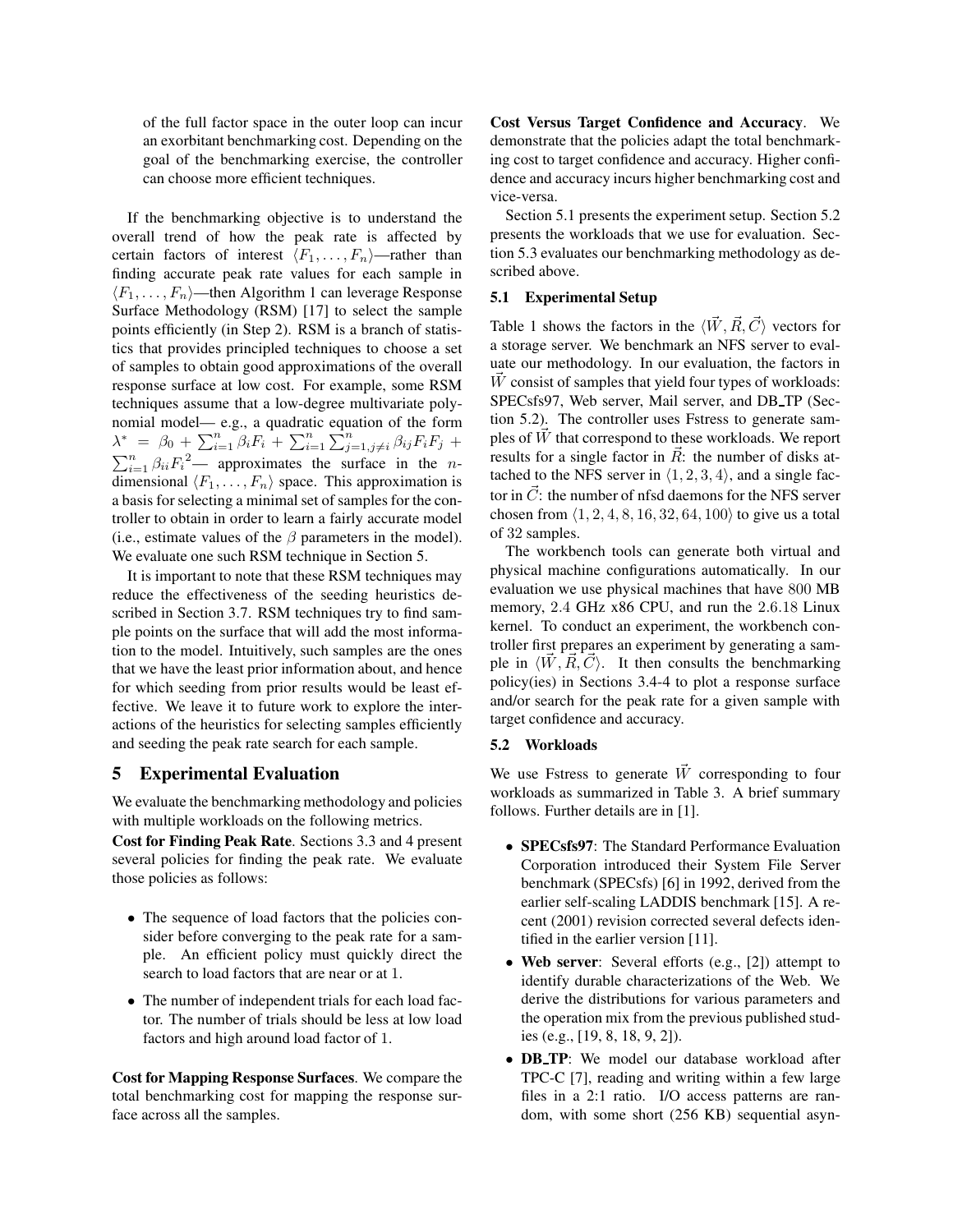of the full factor space in the outer loop can incur an exorbitant benchmarking cost. Depending on the goal of the benchmarking exercise, the controller can choose more efficient techniques.

If the benchmarking objective is to understand the overall trend of how the peak rate is affected by certain factors of interest $\langle F_1, \ldots, F_n \rangle$—rather than finding accurate peak rate values for each sample in $\langle F_1, \ldots, F_n \rangle$—then Algorithm 1 can leverage Response Surface Methodology (RSM) [17] to select the sample points efficiently (in Step 2). RSM is a branch of statistics that provides principled techniques to choose a set of samples to obtain good approximations of the overall response surface at low cost. For example, some RSM techniques assume that a low-degree multivariate polynomial model— e.g., a quadratic equation of the form $\lambda^* = \beta_0 + \sum_{i=1}^{n} \beta_i F_i + \sum_{i=1}^{n} \sum_{j=1, j \neq i}^{n} \beta_{ij} F_i F_j + \sum_{i=1}^{n} \beta_{ii} {F_i}^2$— approximates the surface in the $n$-dimensional $\langle F_1, \ldots, F_n \rangle$ space. This approximation is a basis for selecting a minimal set of samples for the controller to obtain in order to learn a fairly accurate model (i.e., estimate values of the $\beta$ parameters in the model). We evaluate one such RSM technique in Section 5.

It is important to note that these RSM techniques may reduce the effectiveness of the seeding heuristics described in Section 3.7. RSM techniques try to find sample points on the surface that will add the most information to the model. Intuitively, such samples are the ones that we have the least prior information about, and hence for which seeding from prior results would be least effective. We leave it to future work to explore the interactions of the heuristics for selecting samples efficiently and seeding the peak rate search for each sample.

# 5 Experimental Evaluation

We evaluate the benchmarking methodology and policies with multiple workloads on the following metrics.

**Cost for Finding Peak Rate**. Sections 3.3 and 4 present several policies for finding the peak rate. We evaluate those policies as follows:

- The sequence of load factors that the policies consider before converging to the peak rate for a sample. An efficient policy must quickly direct the search to load factors that are near or at 1.
- The number of independent trials for each load factor. The number of trials should be less at low load factors and high around load factor of 1.

**Cost for Mapping Response Surfaces**. We compare the total benchmarking cost for mapping the response surface across all the samples.

**Cost Versus Target Confidence and Accuracy**. We demonstrate that the policies adapt the total benchmarking cost to target confidence and accuracy. Higher confidence and accuracy incurs higher benchmarking cost and vice-versa.

Section 5.1 presents the experiment setup. Section 5.2 presents the workloads that we use for evaluation. Section 5.3 evaluates our benchmarking methodology as described above.

## 5.1 Experimental Setup

Table 1 shows the factors in the $\langle \vec{W}, \vec{R}, \vec{C} \rangle$ vectors for a storage server. We benchmark an NFS server to evaluate our methodology. In our evaluation, the factors in $\vec{W}$ consist of samples that yield four types of workloads: SPECsfs97, Web server, Mail server, and DB_TP (Section 5.2). The controller uses Fstress to generate samples of $\vec{W}$ that correspond to these workloads. We report results for a single factor in $\vec{R}$: the number of disks attached to the NFS server in $\langle 1, 2, 3, 4 \rangle$, and a single factor in $\vec{C}$: the number of nfsd daemons for the NFS server chosen from $\langle 1, 2, 4, 8, 16, 32, 64, 100 \rangle$ to give us a total of 32 samples.

The workbench tools can generate both virtual and physical machine configurations automatically. In our evaluation we use physical machines that have 800 MB memory, 2.4 GHz x86 CPU, and run the 2.6.18 Linux kernel. To conduct an experiment, the workbench controller first prepares an experiment by generating a sample in $\langle \vec{W}, \vec{R}, \vec{C} \rangle$. It then consults the benchmarking policy(ies) in Sections 3.4-4 to plot a response surface and/or search for the peak rate for a given sample with target confidence and accuracy.

## 5.2 Workloads

We use Fstress to generate $\vec{W}$ corresponding to four workloads as summarized in Table 3. A brief summary follows. Further details are in [1].

- **SPECsfs97**: The Standard Performance Evaluation Corporation introduced their System File Server benchmark (SPECsfs) [6] in 1992, derived from the earlier self-scaling LADDIS benchmark [15]. A recent (2001) revision corrected several defects identified in the earlier version [11].
- **Web server**: Several efforts (e.g., [2]) attempt to identify durable characterizations of the Web. We derive the distributions for various parameters and the operation mix from the previous published studies (e.g., [19, 8, 18, 9, 2]).
- **DB_TP**: We model our database workload after TPC-C [7], reading and writing within a few large files in a 2:1 ratio. I/O access patterns are random, with some short (256 KB) sequential asyn-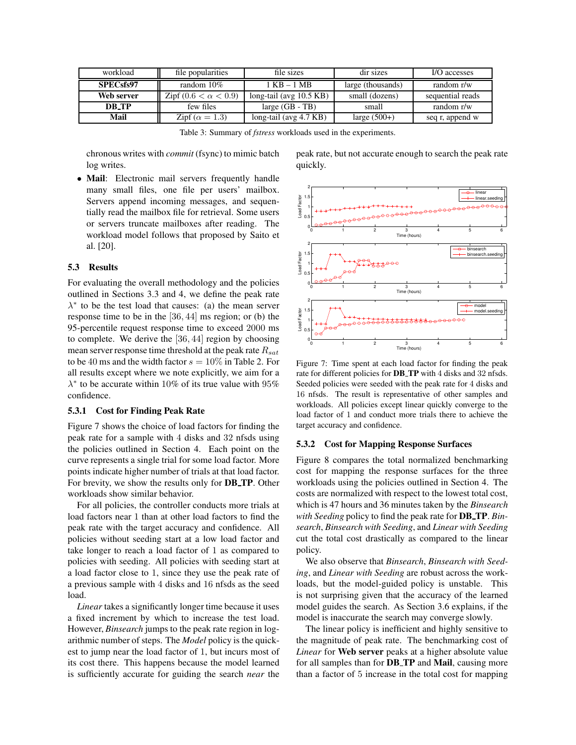| workload | file popularities | file sizes | dir sizes | I/O accesses |
|---|---|---|---|---|
| **SPECsfs97** | random 10% | 1 KB – 1 MB | large (thousands) | random r/w |
| **Web server** | Zipf ($0.6 < \alpha < 0.9$) | long-tail (avg 10.5 KB) | small (dozens) | sequential reads |
| **DB_TP** | few files | large (GB - TB) | small | random r/w |
| **Mail** | Zipf ($\alpha = 1.3$) | long-tail (avg 4.7 KB) | large (500+) | seq r, append w |

Table 3: Summary of *fstress* workloads used in the experiments.

chronous writes with *commit* (fsync) to mimic batch log writes.

- **Mail**: Electronic mail servers frequently handle many small files, one file per users' mailbox. Servers append incoming messages, and sequentially read the mailbox file for retrieval. Some users or servers truncate mailboxes after reading. The workload model follows that proposed by Saito et al. [20].

### 5.3 Results

For evaluating the overall methodology and the policies outlined in Sections 3.3 and 4, we define the peak rate $\lambda^*$ to be the test load that causes: (a) the mean server response time to be in the $[36, 44]$ ms region; or (b) the 95-percentile request response time to exceed 2000 ms to complete. We derive the $[36, 44]$ region by choosing mean server response time threshold at the peak rate $R_{sat}$ to be $40$ ms and the width factor $s = 10\%$ in Table 2. For all results except where we note explicitly, we aim for a $\lambda^*$ to be accurate within $10\%$ of its true value with $95\%$ confidence.

#### 5.3.1 Cost for Finding Peak Rate

Figure 7 shows the choice of load factors for finding the peak rate for a sample with $4$ disks and $32$ nfsds using the policies outlined in Section 4. Each point on the curve represents a single trial for some load factor. More points indicate higher number of trials at that load factor. For brevity, we show the results only for **DB_TP**. Other workloads show similar behavior.

For all policies, the controller conducts more trials at load factors near $1$ than at other load factors to find the peak rate with the target accuracy and confidence. All policies without seeding start at a low load factor and take longer to reach a load factor of $1$ as compared to policies with seeding. All policies with seeding start at a load factor close to $1$, since they use the peak rate of a previous sample with $4$ disks and $16$ nfsds as the seed load.

*Linear* takes a significantly longer time because it uses a fixed increment by which to increase the test load. However, *Binsearch* jumps to the peak rate region in logarithmic number of steps. The *Model* policy is the quickest to jump near the load factor of 1, but incurs most of its cost there. This happens because the model learned is sufficiently accurate for guiding the search *near* the peak rate, but not accurate enough to search the peak rate quickly.

Figure 7: Time spent at each load factor for finding the peak rate for different policies for **DB_TP** with $4$ disks and $32$ nfsds. Seeded policies were seeded with the peak rate for $4$ disks and $16$ nfsds. The result is representative of other samples and workloads. All policies except linear quickly converge to the load factor of $1$ and conduct more trials there to achieve the target accuracy and confidence.

#### 5.3.2 Cost for Mapping Response Surfaces

Figure 8 compares the total normalized benchmarking cost for mapping the response surfaces for the three workloads using the policies outlined in Section 4. The costs are normalized with respect to the lowest total cost, which is 47 hours and 36 minutes taken by the *Binsearch with Seeding* policy to find the peak rate for **DB_TP**. *Binsearch*, *Binsearch with Seeding*, and *Linear with Seeding* cut the total cost drastically as compared to the linear policy.

We also observe that *Binsearch*, *Binsearch with Seeding*, and *Linear with Seeding* are robust across the workloads, but the model-guided policy is unstable. This is not surprising given that the accuracy of the learned model guides the search. As Section 3.6 explains, if the model is inaccurate the search may converge slowly.

The linear policy is inefficient and highly sensitive to the magnitude of peak rate. The benchmarking cost of *Linear* for **Web server** peaks at a higher absolute value for all samples than for **DB_TP** and **Mail**, causing more than a factor of $5$ increase in the total cost for mapping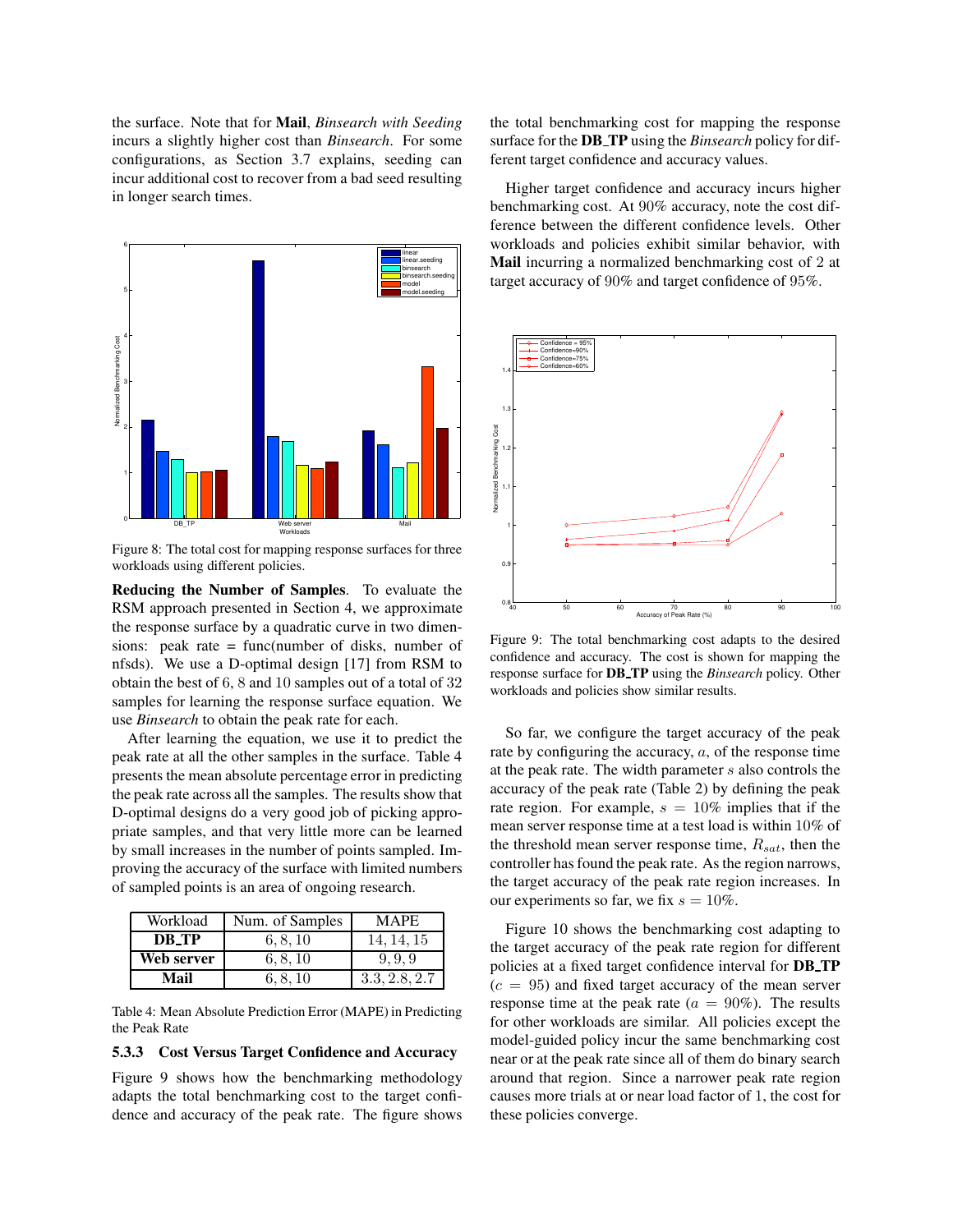the surface. Note that for **Mail**, *Binsearch with Seeding* incurs a slightly higher cost than *Binsearch*. For some configurations, as Section 3.7 explains, seeding can incur additional cost to recover from a bad seed resulting in longer search times.

Figure 8: The total cost for mapping response surfaces for three workloads using different policies.

**Reducing the Number of Samples**. To evaluate the RSM approach presented in Section 4, we approximate the response surface by a quadratic curve in two dimensions: peak rate = func(number of disks, number of nfsds). We use a D-optimal design [17] from RSM to obtain the best of 6, 8 and 10 samples out of a total of 32 samples for learning the response surface equation. We use *Binsearch* to obtain the peak rate for each.

After learning the equation, we use it to predict the peak rate at all the other samples in the surface. Table 4 presents the mean absolute percentage error in predicting the peak rate across all the samples. The results show that D-optimal designs do a very good job of picking appropriate samples, and that very little more can be learned by small increases in the number of points sampled. Improving the accuracy of the surface with limited numbers of sampled points is an area of ongoing research.

| Workload | Num. of Samples | MAPE |
|---|---|---|
| **DB_TP** | $6, 8, 10$ | $14, 14, 15$ |
| **Web server** | $6, 8, 10$ | $9, 9, 9$ |
| **Mail** | $6, 8, 10$ | $3.3, 2.8, 2.7$ |

Table 4: Mean Absolute Prediction Error (MAPE) in Predicting the Peak Rate

### 5.3.3 Cost Versus Target Confidence and Accuracy

Figure 9 shows how the benchmarking methodology adapts the total benchmarking cost to the target confidence and accuracy of the peak rate. The figure shows the total benchmarking cost for mapping the response surface for the **DB_TP** using the *Binsearch* policy for different target confidence and accuracy values.

Higher target confidence and accuracy incurs higher benchmarking cost. At 90% accuracy, note the cost difference between the different confidence levels. Other workloads and policies exhibit similar behavior, with **Mail** incurring a normalized benchmarking cost of 2 at target accuracy of 90% and target confidence of 95%.

Figure 9: The total benchmarking cost adapts to the desired confidence and accuracy. The cost is shown for mapping the response surface for **DB_TP** using the *Binsearch* policy. Other workloads and policies show similar results.

So far, we configure the target accuracy of the peak rate by configuring the accuracy, $a$, of the response time at the peak rate. The width parameter $s$ also controls the accuracy of the peak rate (Table 2) by defining the peak rate region. For example, $s = 10\%$ implies that if the mean server response time at a test load is within 10% of the threshold mean server response time, $R_{sat}$, then the controller has found the peak rate. As the region narrows, the target accuracy of the peak rate region increases. In our experiments so far, we fix $s = 10\%$.

Figure 10 shows the benchmarking cost adapting to the target accuracy of the peak rate region for different policies at a fixed target confidence interval for **DB_TP** ($c = 95$) and fixed target accuracy of the mean server response time at the peak rate ($a = 90\%$). The results for other workloads are similar. All policies except the model-guided policy incur the same benchmarking cost near or at the peak rate since all of them do binary search around that region. Since a narrower peak rate region causes more trials at or near load factor of 1, the cost for these policies converge.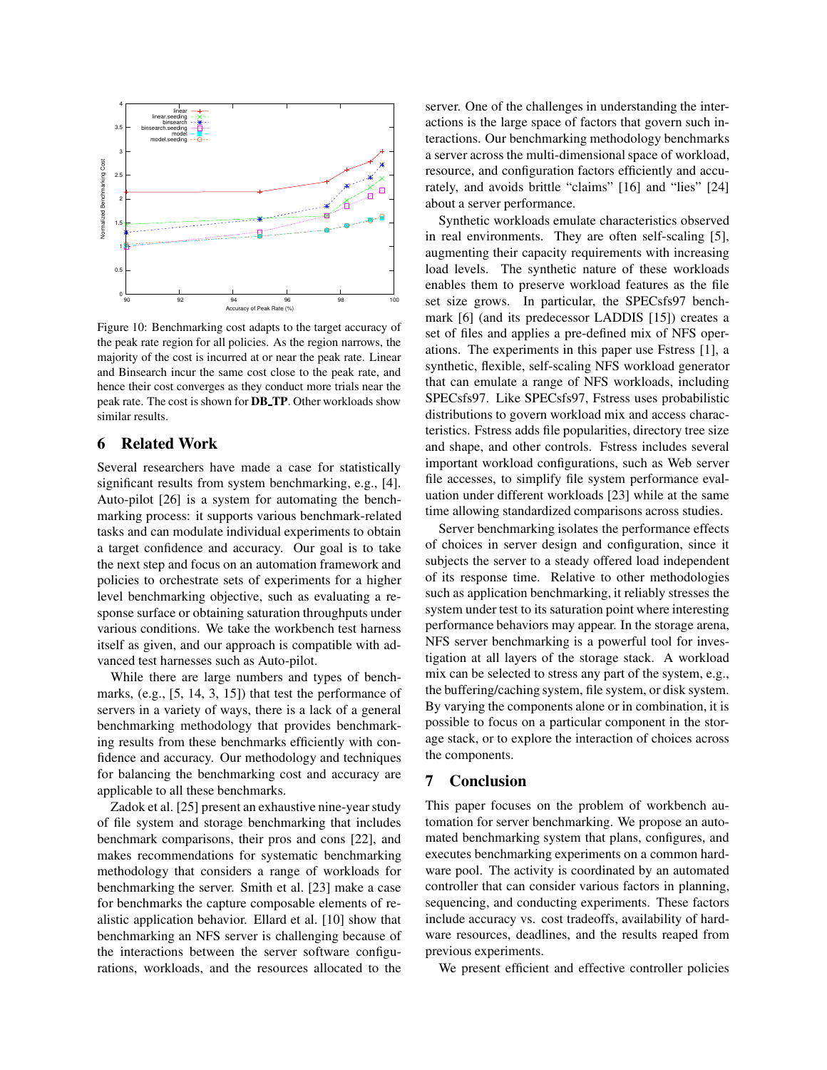Figure 10: Benchmarking cost adapts to the target accuracy of the peak rate region for all policies. As the region narrows, the majority of the cost is incurred at or near the peak rate. Linear and Binsearch incur the same cost close to the peak rate, and hence their cost converges as they conduct more trials near the peak rate. The cost is shown for **DB_TP**. Other workloads show similar results.

## 6 Related Work

Several researchers have made a case for statistically significant results from system benchmarking, e.g., [4]. Auto-pilot [26] is a system for automating the benchmarking process: it supports various benchmark-related tasks and can modulate individual experiments to obtain a target confidence and accuracy. Our goal is to take the next step and focus on an automation framework and policies to orchestrate sets of experiments for a higher level benchmarking objective, such as evaluating a response surface or obtaining saturation throughputs under various conditions. We take the workbench test harness itself as given, and our approach is compatible with advanced test harnesses such as Auto-pilot.

While there are large numbers and types of benchmarks, (e.g., [5, 14, 3, 15]) that test the performance of servers in a variety of ways, there is a lack of a general benchmarking methodology that provides benchmarking results from these benchmarks efficiently with confidence and accuracy. Our methodology and techniques for balancing the benchmarking cost and accuracy are applicable to all these benchmarks.

Zadok et al. [25] present an exhaustive nine-year study of file system and storage benchmarking that includes benchmark comparisons, their pros and cons [22], and makes recommendations for systematic benchmarking methodology that considers a range of workloads for benchmarking the server. Smith et al. [23] make a case for benchmarks the capture composable elements of realistic application behavior. Ellard et al. [10] show that benchmarking an NFS server is challenging because of the interactions between the server software configurations, workloads, and the resources allocated to the server. One of the challenges in understanding the interactions is the large space of factors that govern such interactions. Our benchmarking methodology benchmarks a server across the multi-dimensional space of workload, resource, and configuration factors efficiently and accurately, and avoids brittle "claims" [16] and "lies" [24] about a server performance.

Synthetic workloads emulate characteristics observed in real environments. They are often self-scaling [5], augmenting their capacity requirements with increasing load levels. The synthetic nature of these workloads enables them to preserve workload features as the file set size grows. In particular, the SPECsfs97 benchmark [6] (and its predecessor LADDIS [15]) creates a set of files and applies a pre-defined mix of NFS operations. The experiments in this paper use Fstress [1], a synthetic, flexible, self-scaling NFS workload generator that can emulate a range of NFS workloads, including SPECsfs97. Like SPECsfs97, Fstress uses probabilistic distributions to govern workload mix and access characteristics. Fstress adds file popularities, directory tree size and shape, and other controls. Fstress includes several important workload configurations, such as Web server file accesses, to simplify file system performance evaluation under different workloads [23] while at the same time allowing standardized comparisons across studies.

Server benchmarking isolates the performance effects of choices in server design and configuration, since it subjects the server to a steady offered load independent of its response time. Relative to other methodologies such as application benchmarking, it reliably stresses the system under test to its saturation point where interesting performance behaviors may appear. In the storage arena, NFS server benchmarking is a powerful tool for investigation at all layers of the storage stack. A workload mix can be selected to stress any part of the system, e.g., the buffering/caching system, file system, or disk system. By varying the components alone or in combination, it is possible to focus on a particular component in the storage stack, or to explore the interaction of choices across the components.

## 7 Conclusion

This paper focuses on the problem of workbench automation for server benchmarking. We propose an automated benchmarking system that plans, configures, and executes benchmarking experiments on a common hardware pool. The activity is coordinated by an automated controller that can consider various factors in planning, sequencing, and conducting experiments. These factors include accuracy vs. cost tradeoffs, availability of hardware resources, deadlines, and the results reaped from previous experiments.

We present efficient and effective controller policies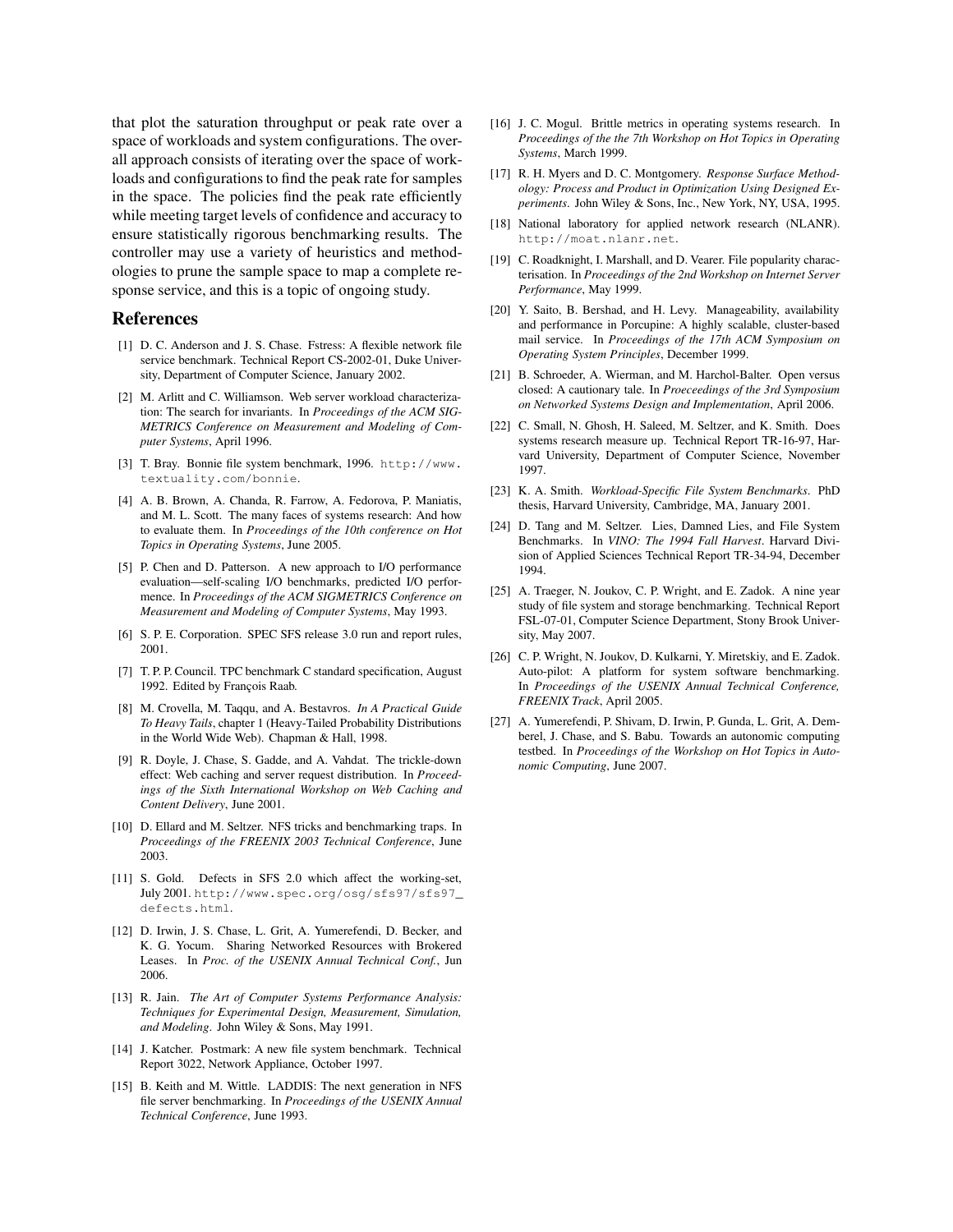that plot the saturation throughput or peak rate over a space of workloads and system configurations. The overall approach consists of iterating over the space of workloads and configurations to find the peak rate for samples in the space. The policies find the peak rate efficiently while meeting target levels of confidence and accuracy to ensure statistically rigorous benchmarking results. The controller may use a variety of heuristics and methodologies to prune the sample space to map a complete response service, and this is a topic of ongoing study.

## References

[1] D. C. Anderson and J. S. Chase. Fstress: A flexible network file service benchmark. Technical Report CS-2002-01, Duke University, Department of Computer Science, January 2002.

[2] M. Arlitt and C. Williamson. Web server workload characterization: The search for invariants. In *Proceedings of the ACM SIGMETRICS Conference on Measurement and Modeling of Computer Systems*, April 1996.

[3] T. Bray. Bonnie file system benchmark, 1996. http://www.textuality.com/bonnie.

[4] A. B. Brown, A. Chanda, R. Farrow, A. Fedorova, P. Maniatis, and M. L. Scott. The many faces of systems research: And how to evaluate them. In *Proceedings of the 10th conference on Hot Topics in Operating Systems*, June 2005.

[5] P. Chen and D. Patterson. A new approach to I/O performance evaluation—self-scaling I/O benchmarks, predicted I/O performence. In *Proceedings of the ACM SIGMETRICS Conference on Measurement and Modeling of Computer Systems*, May 1993.

[6] S. P. E. Corporation. SPEC SFS release 3.0 run and report rules, 2001.

[7] T. P. P. Council. TPC benchmark C standard specification, August 1992. Edited by François Raab.

[8] M. Crovella, M. Taqqu, and A. Bestavros. *In A Practical Guide To Heavy Tails*, chapter 1 (Heavy-Tailed Probability Distributions in the World Wide Web). Chapman & Hall, 1998.

[9] R. Doyle, J. Chase, S. Gadde, and A. Vahdat. The trickle-down effect: Web caching and server request distribution. In *Proceedings of the Sixth International Workshop on Web Caching and Content Delivery*, June 2001.

[10] D. Ellard and M. Seltzer. NFS tricks and benchmarking traps. In *Proceedings of the FREENIX 2003 Technical Conference*, June 2003.

[11] S. Gold. Defects in SFS 2.0 which affect the working-set, July 2001. http://www.spec.org/osg/sfs97/sfs97_defects.html.

[12] D. Irwin, J. S. Chase, L. Grit, A. Yumerefendi, D. Becker, and K. G. Yocum. Sharing Networked Resources with Brokered Leases. In *Proc. of the USENIX Annual Technical Conf.*, Jun 2006.

[13] R. Jain. *The Art of Computer Systems Performance Analysis: Techniques for Experimental Design, Measurement, Simulation, and Modeling*. John Wiley & Sons, May 1991.

[14] J. Katcher. Postmark: A new file system benchmark. Technical Report 3022, Network Appliance, October 1997.

[15] B. Keith and M. Wittle. LADDIS: The next generation in NFS file server benchmarking. In *Proceedings of the USENIX Annual Technical Conference*, June 1993.

[16] J. C. Mogul. Brittle metrics in operating systems research. In *Proceedings of the the 7th Workshop on Hot Topics in Operating Systems*, March 1999.

[17] R. H. Myers and D. C. Montgomery. *Response Surface Methodology: Process and Product in Optimization Using Designed Experiments*. John Wiley & Sons, Inc., New York, NY, USA, 1995.

[18] National laboratory for applied network research (NLANR). http://moat.nlanr.net.

[19] C. Roadknight, I. Marshall, and D. Vearer. File popularity characterisation. In *Proceedings of the 2nd Workshop on Internet Server Performance*, May 1999.

[20] Y. Saito, B. Bershad, and H. Levy. Manageability, availability and performance in Porcupine: A highly scalable, cluster-based mail service. In *Proceedings of the 17th ACM Symposium on Operating System Principles*, December 1999.

[21] B. Schroeder, A. Wierman, and M. Harchol-Balter. Open versus closed: A cautionary tale. In *Proeceedings of the 3rd Symposium on Networked Systems Design and Implementation*, April 2006.

[22] C. Small, N. Ghosh, H. Saleed, M. Seltzer, and K. Smith. Does systems research measure up. Technical Report TR-16-97, Harvard University, Department of Computer Science, November 1997.

[23] K. A. Smith. *Workload-Specific File System Benchmarks*. PhD thesis, Harvard University, Cambridge, MA, January 2001.

[24] D. Tang and M. Seltzer. Lies, Damned Lies, and File System Benchmarks. In *VINO: The 1994 Fall Harvest*. Harvard Division of Applied Sciences Technical Report TR-34-94, December 1994.

[25] A. Traeger, N. Joukov, C. P. Wright, and E. Zadok. A nine year study of file system and storage benchmarking. Technical Report FSL-07-01, Computer Science Department, Stony Brook University, May 2007.

[26] C. P. Wright, N. Joukov, D. Kulkarni, Y. Miretskiy, and E. Zadok. Auto-pilot: A platform for system software benchmarking. In *Proceedings of the USENIX Annual Technical Conference, FREENIX Track*, April 2005.

[27] A. Yumerefendi, P. Shivam, D. Irwin, P. Gunda, L. Grit, A. Demberel, J. Chase, and S. Babu. Towards an autonomic computing testbed. In *Proceedings of the Workshop on Hot Topics in Autonomic Computing*, June 2007.